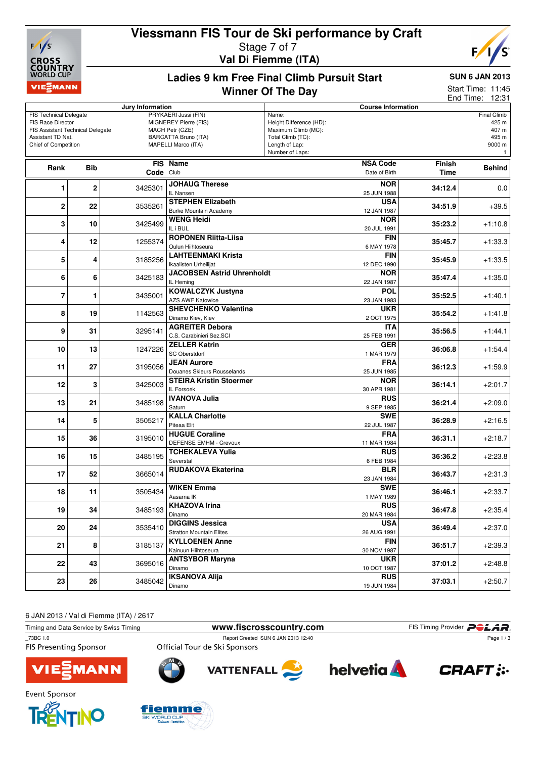# Viessmann FIS Tour de Ski performance by Craft

Stage 7 of 7

**Val Di Fiemme (ITA)**

## Ladies 9 km Free Final Climb Pursuit Start

## Winner Of The Day

**SUN 6 JAN 2013**

Start Time: 11:45
End Time: 12:31

| Jury Information | |
|---|---|
| FIS Technical Delegate | PRYKAERI Jussi (FIN) |
| FIS Race Director | MIGNEREY Pierre (FIS) |
| FIS Assistant Technical Delegate | MACH Petr (CZE) |
| Assistant TD Nat. | BARCATTA Bruno (ITA) |
| Chief of Competition | MAPELLI Marco (ITA) |

| Course Information | |
|---|---|
| Name: | Final Climb |
| Height Difference (HD): | 425 m |
| Maximum Climb (MC): | 407 m |
| Total Climb (TC): | 495 m |
| Length of Lap: | 9000 m |
| Number of Laps: | 1 |

| Rank | Bib | FIS Code | Name / Club | NSA Code / Date of Birth | Finish Time | Behind |
|---|---|---|---|---|---|---|
| 1 | 2 | 3425301 | **JOHAUG Therese** IL Nansen | NOR 25 JUN 1988 | 34:12.4 | 0.0 |
| 2 | 22 | 3535261 | **STEPHEN Elizabeth** Burke Mountain Academy | USA 12 JAN 1987 | 34:51.9 | +39.5 |
| 3 | 10 | 3425499 | **WENG Heidi** IL i BUL | NOR 20 JUL 1991 | 35:23.2 | +1:10.8 |
| 4 | 12 | 1255374 | **ROPONEN Riitta-Liisa** Oulun Hiihtoseura | FIN 6 MAY 1978 | 35:45.7 | +1:33.3 |
| 5 | 4 | 3185256 | **LAHTEENMAKI Krista** Ikaalisten Urheilijat | FIN 12 DEC 1990 | 35:45.9 | +1:33.5 |
| 6 | 6 | 3425183 | **JACOBSEN Astrid Uhrenholdt** IL Heming | NOR 22 JAN 1987 | 35:47.4 | +1:35.0 |
| 7 | 1 | 3435001 | **KOWALCZYK Justyna** AZS AWF Katowice | POL 23 JAN 1983 | 35:52.5 | +1:40.1 |
| 8 | 19 | 1142563 | **SHEVCHENKO Valentina** Dinamo Kiev, Kiev | UKR 2 OCT 1975 | 35:54.2 | +1:41.8 |
| 9 | 31 | 3295141 | **AGREITER Debora** C.S. Carabinieri Sez.SCI | ITA 25 FEB 1991 | 35:56.5 | +1:44.1 |
| 10 | 13 | 1247226 | **ZELLER Katrin** SC Oberstdorf | GER 1 MAR 1979 | 36:06.8 | +1:54.4 |
| 11 | 27 | 3195056 | **JEAN Aurore** Douanes Skieurs Rousselands | FRA 25 JUN 1985 | 36:12.3 | +1:59.9 |
| 12 | 3 | 3425003 | **STEIRA Kristin Stoermer** IL Forsoek | NOR 30 APR 1981 | 36:14.1 | +2:01.7 |
| 13 | 21 | 3485198 | **IVANOVA Julia** Saturn | RUS 9 SEP 1985 | 36:21.4 | +2:09.0 |
| 14 | 5 | 3505217 | **KALLA Charlotte** Piteaa Elit | SWE 22 JUL 1987 | 36:28.9 | +2:16.5 |
| 15 | 36 | 3195010 | **HUGUE Coraline** DEFENSE EMHM - Crevoux | FRA 11 MAR 1984 | 36:31.1 | +2:18.7 |
| 16 | 15 | 3485195 | **TCHEKALEVA Yulia** Severstal | RUS 6 FEB 1984 | 36:36.2 | +2:23.8 |
| 17 | 52 | 3665014 | **RUDAKOVA Ekaterina** | BLR 23 JAN 1984 | 36:43.7 | +2:31.3 |
| 18 | 11 | 3505434 | **WIKEN Emma** Aasarna IK | SWE 1 MAY 1989 | 36:46.1 | +2:33.7 |
| 19 | 34 | 3485193 | **KHAZOVA Irina** Dinamo | RUS 20 MAR 1984 | 36:47.8 | +2:35.4 |
| 20 | 24 | 3535410 | **DIGGINS Jessica** Stratton Mountain Elites | USA 26 AUG 1991 | 36:49.4 | +2:37.0 |
| 21 | 8 | 3185137 | **KYLLOENEN Anne** Kainuun Hiihtoseura | FIN 30 NOV 1987 | 36:51.7 | +2:39.3 |
| 22 | 43 | 3695016 | **ANTSYBOR Maryna** Dinamo | UKR 10 OCT 1987 | 37:01.2 | +2:48.8 |
| 23 | 26 | 3485042 | **IKSANOVA Alija** Dinamo | RUS 19 JUN 1984 | 37:03.1 | +2:50.7 |

6 JAN 2013 / Val di Fiemme (ITA) / 2617

Timing and Data Service by Swiss Timing — www.fiscrosscountry.com — FIS Timing Provider POLAR

_73BC 1.0 — Report Created SUN 6 JAN 2013 12:40

FIS Presenting Sponsor — Official Tour de Ski Sponsors

Event Sponsor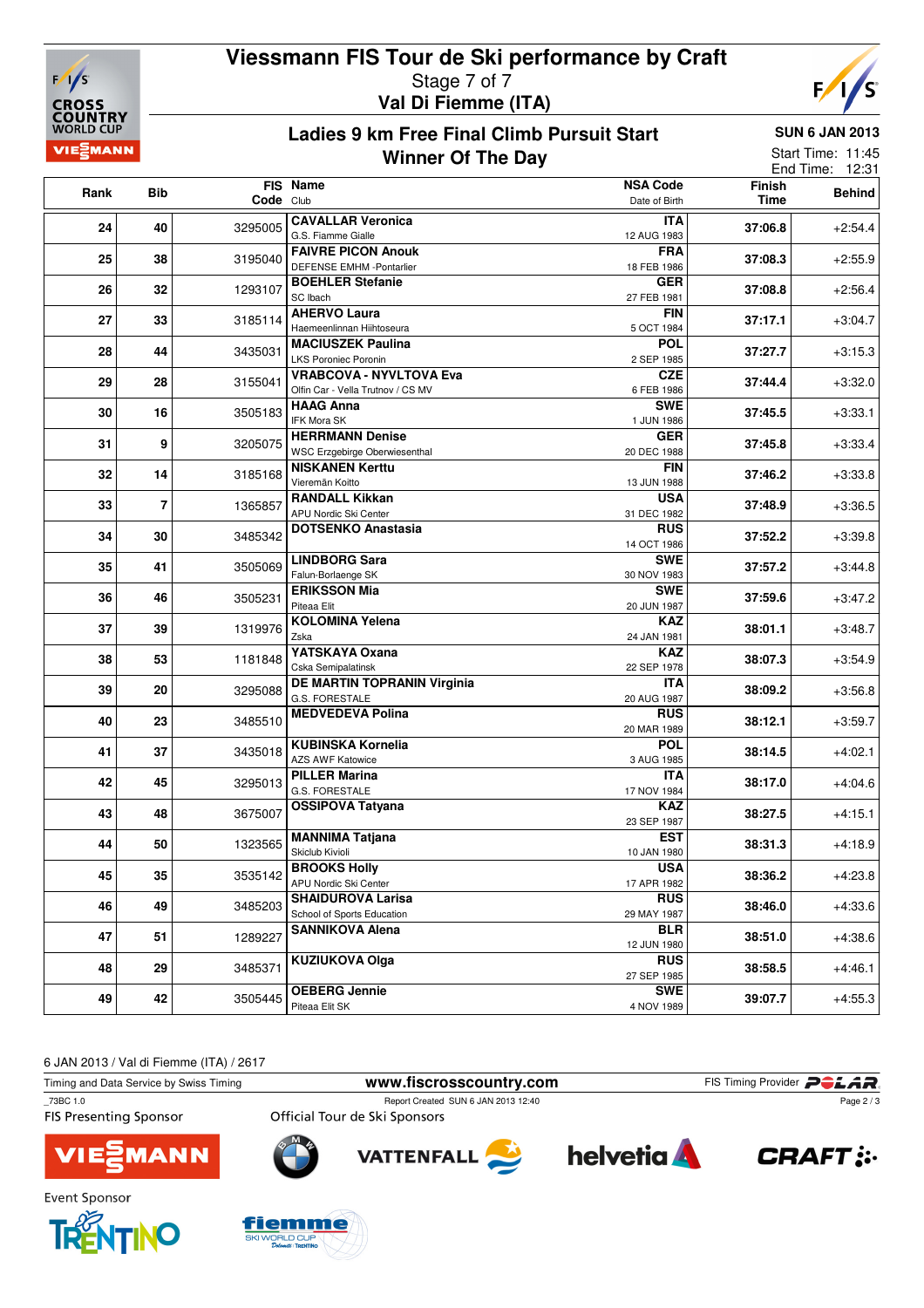# Viessmann FIS Tour de Ski performance by Craft

Stage 7 of 7

**Val Di Fiemme (ITA)**

## Ladies 9 km Free Final Climb Pursuit Start

## Winner Of The Day

**SUN 6 JAN 2013**

Start Time: 11:45

End Time: 12:31

| Rank | Bib | FIS Code | Name / Club | NSA Code / Date of Birth | Finish Time | Behind |
|---|---|---|---|---|---|---|
| 24 | 40 | 3295005 | **CAVALLAR Veronica**<br>G.S. Fiamme Gialle | **ITA**<br>12 AUG 1983 | 37:06.8 | +2:54.4 |
| 25 | 38 | 3195040 | **FAIVRE PICON Anouk**<br>DEFENSE EMHM -Pontarlier | **FRA**<br>18 FEB 1986 | 37:08.3 | +2:55.9 |
| 26 | 32 | 1293107 | **BOEHLER Stefanie**<br>SC Ibach | **GER**<br>27 FEB 1981 | 37:08.8 | +2:56.4 |
| 27 | 33 | 3185114 | **AHERVO Laura**<br>Haemeenlinnan Hiihtoseura | **FIN**<br>5 OCT 1984 | 37:17.1 | +3:04.7 |
| 28 | 44 | 3435031 | **MACIUSZEK Paulina**<br>LKS Poroniec Poronin | **POL**<br>2 SEP 1985 | 37:27.7 | +3:15.3 |
| 29 | 28 | 3155041 | **VRABCOVA - NYVLTOVA Eva**<br>Olfin Car - Vella Trutnov / CS MV | **CZE**<br>6 FEB 1986 | 37:44.4 | +3:32.0 |
| 30 | 16 | 3505183 | **HAAG Anna**<br>IFK Mora SK | **SWE**<br>1 JUN 1986 | 37:45.5 | +3:33.1 |
| 31 | 9 | 3205075 | **HERRMANN Denise**<br>WSC Erzgebirge Oberwiesenthal | **GER**<br>20 DEC 1988 | 37:45.8 | +3:33.4 |
| 32 | 14 | 3185168 | **NISKANEN Kerttu**<br>Vieremän Koitto | **FIN**<br>13 JUN 1988 | 37:46.2 | +3:33.8 |
| 33 | 7 | 1365857 | **RANDALL Kikkan**<br>APU Nordic Ski Center | **USA**<br>31 DEC 1982 | 37:48.9 | +3:36.5 |
| 34 | 30 | 3485342 | **DOTSENKO Anastasia** | **RUS**<br>14 OCT 1986 | 37:52.2 | +3:39.8 |
| 35 | 41 | 3505069 | **LINDBORG Sara**<br>Falun-Borlaenge SK | **SWE**<br>30 NOV 1983 | 37:57.2 | +3:44.8 |
| 36 | 46 | 3505231 | **ERIKSSON Mia**<br>Piteaa Elit | **SWE**<br>20 JUN 1987 | 37:59.6 | +3:47.2 |
| 37 | 39 | 1319976 | **KOLOMINA Yelena**<br>Zska | **KAZ**<br>24 JAN 1981 | 38:01.1 | +3:48.7 |
| 38 | 53 | 1181848 | **YATSKAYA Oxana**<br>Cska Semipalatinsk | **KAZ**<br>22 SEP 1978 | 38:07.3 | +3:54.9 |
| 39 | 20 | 3295088 | **DE MARTIN TOPRANIN Virginia**<br>G.S. FORESTALE | **ITA**<br>20 AUG 1987 | 38:09.2 | +3:56.8 |
| 40 | 23 | 3485510 | **MEDVEDEVA Polina** | **RUS**<br>20 MAR 1989 | 38:12.1 | +3:59.7 |
| 41 | 37 | 3435018 | **KUBINSKA Kornelia**<br>AZS AWF Katowice | **POL**<br>3 AUG 1985 | 38:14.5 | +4:02.1 |
| 42 | 45 | 3295013 | **PILLER Marina**<br>G.S. FORESTALE | **ITA**<br>17 NOV 1984 | 38:17.0 | +4:04.6 |
| 43 | 48 | 3675007 | **OSSIPOVA Tatyana** | **KAZ**<br>23 SEP 1987 | 38:27.5 | +4:15.1 |
| 44 | 50 | 1323565 | **MANNIMA Tatjana**<br>Skiclub Kivioli | **EST**<br>10 JAN 1980 | 38:31.3 | +4:18.9 |
| 45 | 35 | 3535142 | **BROOKS Holly**<br>APU Nordic Ski Center | **USA**<br>17 APR 1982 | 38:36.2 | +4:23.8 |
| 46 | 49 | 3485203 | **SHAIDUROVA Larisa**<br>School of Sports Education | **RUS**<br>29 MAY 1987 | 38:46.0 | +4:33.6 |
| 47 | 51 | 1289227 | **SANNIKOVA Alena** | **BLR**<br>12 JUN 1980 | 38:51.0 | +4:38.6 |
| 48 | 29 | 3485371 | **KUZIUKOVA Olga** | **RUS**<br>27 SEP 1985 | 38:58.5 | +4:46.1 |
| 49 | 42 | 3505445 | **OEBERG Jennie**<br>Piteaa Elit SK | **SWE**<br>4 NOV 1989 | 39:07.7 | +4:55.3 |

6 JAN 2013 / Val di Fiemme (ITA) / 2617

Timing and Data Service by Swiss Timing — www.fiscrosscountry.com — FIS Timing Provider POLAR

_73BC 1.0 — Report Created SUN 6 JAN 2013 12:40

FIS Presenting Sponsor: VIESSMANN — Official Tour de Ski Sponsors: BMW, VATTENFALL, helvetia, CRAFT

Event Sponsor: TRENTINO, fiemme SKI WORLD CUP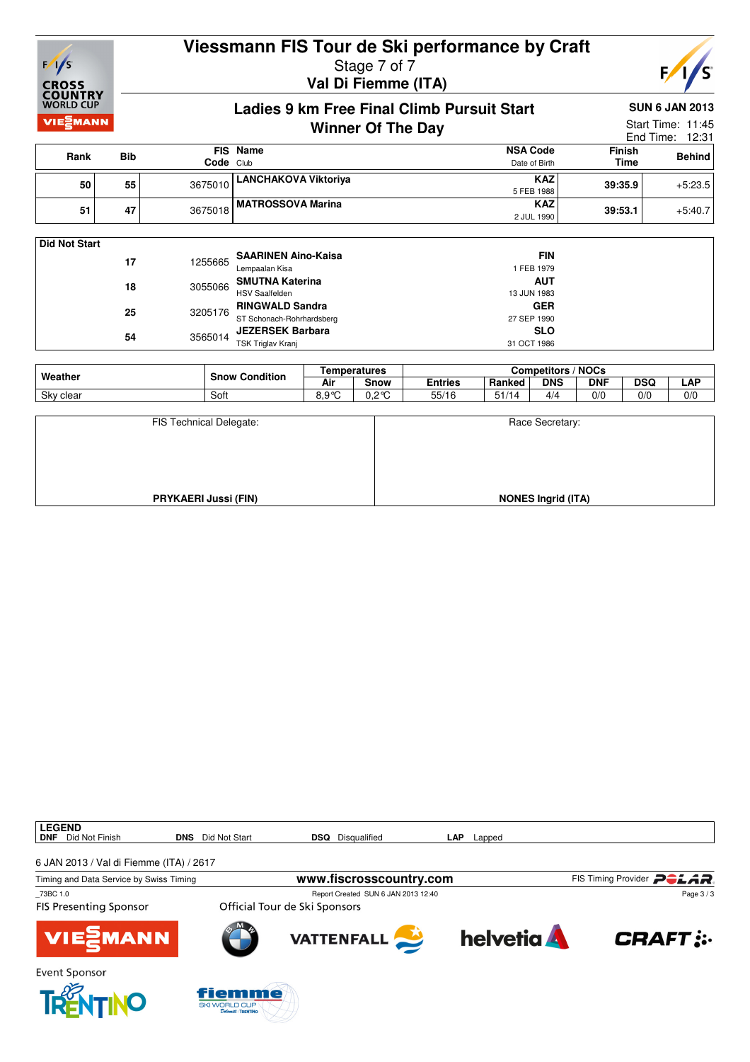# Viessmann FIS Tour de Ski performance by Craft

Stage 7 of 7

**Val Di Fiemme (ITA)**

## Ladies 9 km Free Final Climb Pursuit Start

### Winner Of The Day

**SUN 6 JAN 2013**

Start Time: 11:45
End Time: 12:31

| Rank | Bib | FIS Code | Name / Club | NSA Code / Date of Birth | Finish Time | Behind |
|---|---|---|---|---|---|---|
| 50 | 55 | 3675010 | LANCHAKOVA Viktoriya | KAZ / 5 FEB 1988 | 39:35.9 | +5:23.5 |
| 51 | 47 | 3675018 | MATROSSOVA Marina | KAZ / 2 JUL 1990 | 39:53.1 | +5:40.7 |

**Did Not Start**

| Bib | FIS Code | Name / Club | NSA Code / Date of Birth |
|---|---|---|---|
| 17 | 1255665 | SAARINEN Aino-Kaisa / Lempaalan Kisa | FIN / 1 FEB 1979 |
| 18 | 3055066 | SMUTNA Katerina / HSV Saalfelden | AUT / 13 JUN 1983 |
| 25 | 3205176 | RINGWALD Sandra / ST Schonach-Rohrhardsberg | GER / 27 SEP 1990 |
| 54 | 3565014 | JEZERSEK Barbara / TSK Triglav Kranj | SLO / 31 OCT 1986 |

| Weather | Snow Condition | Temperatures | | Competitors / NOCs | | | | | |
|---|---|---|---|---|---|---|---|---|---|
| | | Air | Snow | Entries | Ranked | DNS | DNF | DSQ | LAP |
| Sky clear | Soft | 8,9°C | 0,2°C | 55/16 | 51/14 | 4/4 | 0/0 | 0/0 | 0/0 |

| FIS Technical Delegate: | Race Secretary: |
|---|---|
| PRYKAERI Jussi (FIN) | NONES Ingrid (ITA) |

**LEGEND**
**DNF** Did Not Finish  **DNS** Did Not Start  **DSQ** Disqualified  **LAP** Lapped

6 JAN 2013 / Val di Fiemme (ITA) / 2617

Timing and Data Service by Swiss Timing  www.fiscrosscountry.com  FIS Timing Provider POLAR

_73BC 1.0  Report Created SUN 6 JAN 2013 12:40

FIS Presenting Sponsor  Official Tour de Ski Sponsors

Event Sponsor